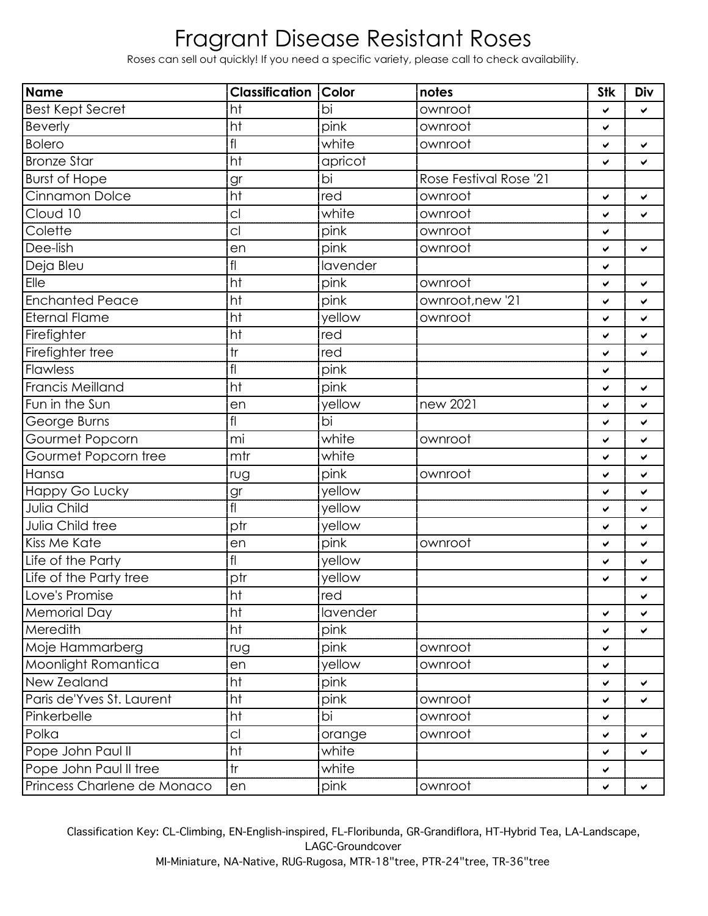# Fragrant Disease Resistant Roses

Roses can sell out quickly! If you need a specific variety, please call to check availability.

| Name | Classification | Color | notes | Stk | Div |
|---|---|---|---|---|---|
| Best Kept Secret | ht | bi | ownroot | ✔ | ✔ |
| Beverly | ht | pink | ownroot | ✔ | |
| Bolero | fl | white | ownroot | ✔ | ✔ |
| Bronze Star | ht | apricot | | ✔ | ✔ |
| Burst of Hope | gr | bi | Rose Festival Rose '21 | | |
| Cinnamon Dolce | ht | red | ownroot | ✔ | ✔ |
| Cloud 10 | cl | white | ownroot | ✔ | ✔ |
| Colette | cl | pink | ownroot | ✔ | |
| Dee-lish | en | pink | ownroot | ✔ | ✔ |
| Deja Bleu | fl | lavender | | ✔ | |
| Elle | ht | pink | ownroot | ✔ | ✔ |
| Enchanted Peace | ht | pink | ownroot,new '21 | ✔ | ✔ |
| Eternal Flame | ht | yellow | ownroot | ✔ | ✔ |
| Firefighter | ht | red | | ✔ | ✔ |
| Firefighter tree | tr | red | | ✔ | ✔ |
| Flawless | fl | pink | | ✔ | |
| Francis Meilland | ht | pink | | ✔ | ✔ |
| Fun in the Sun | en | yellow | new 2021 | ✔ | ✔ |
| George Burns | fl | bi | | ✔ | ✔ |
| Gourmet Popcorn | mi | white | ownroot | ✔ | ✔ |
| Gourmet Popcorn tree | mtr | white | | ✔ | ✔ |
| Hansa | rug | pink | ownroot | ✔ | ✔ |
| Happy Go Lucky | gr | yellow | | ✔ | ✔ |
| Julia Child | fl | yellow | | ✔ | ✔ |
| Julia Child tree | ptr | yellow | | ✔ | ✔ |
| Kiss Me Kate | en | pink | ownroot | ✔ | ✔ |
| Life of the Party | fl | yellow | | ✔ | ✔ |
| Life of the Party tree | ptr | yellow | | ✔ | ✔ |
| Love's Promise | ht | red | | | ✔ |
| Memorial Day | ht | lavender | | ✔ | ✔ |
| Meredith | ht | pink | | ✔ | ✔ |
| Moje Hammarberg | rug | pink | ownroot | ✔ | |
| Moonlight Romantica | en | yellow | ownroot | ✔ | |
| New Zealand | ht | pink | | ✔ | ✔ |
| Paris de'Yves St. Laurent | ht | pink | ownroot | ✔ | ✔ |
| Pinkerbelle | ht | bi | ownroot | ✔ | |
| Polka | cl | orange | ownroot | ✔ | ✔ |
| Pope John Paul II | ht | white | | ✔ | ✔ |
| Pope John Paul II tree | tr | white | | ✔ | |
| Princess Charlene de Monaco | en | pink | ownroot | ✔ | ✔ |

Classification Key: CL-Climbing, EN-English-inspired, FL-Floribunda, GR-Grandiflora, HT-Hybrid Tea, LA-Landscape, LAGC-Groundcover
MI-Miniature, NA-Native, RUG-Rugosa, MTR-18"tree, PTR-24"tree, TR-36"tree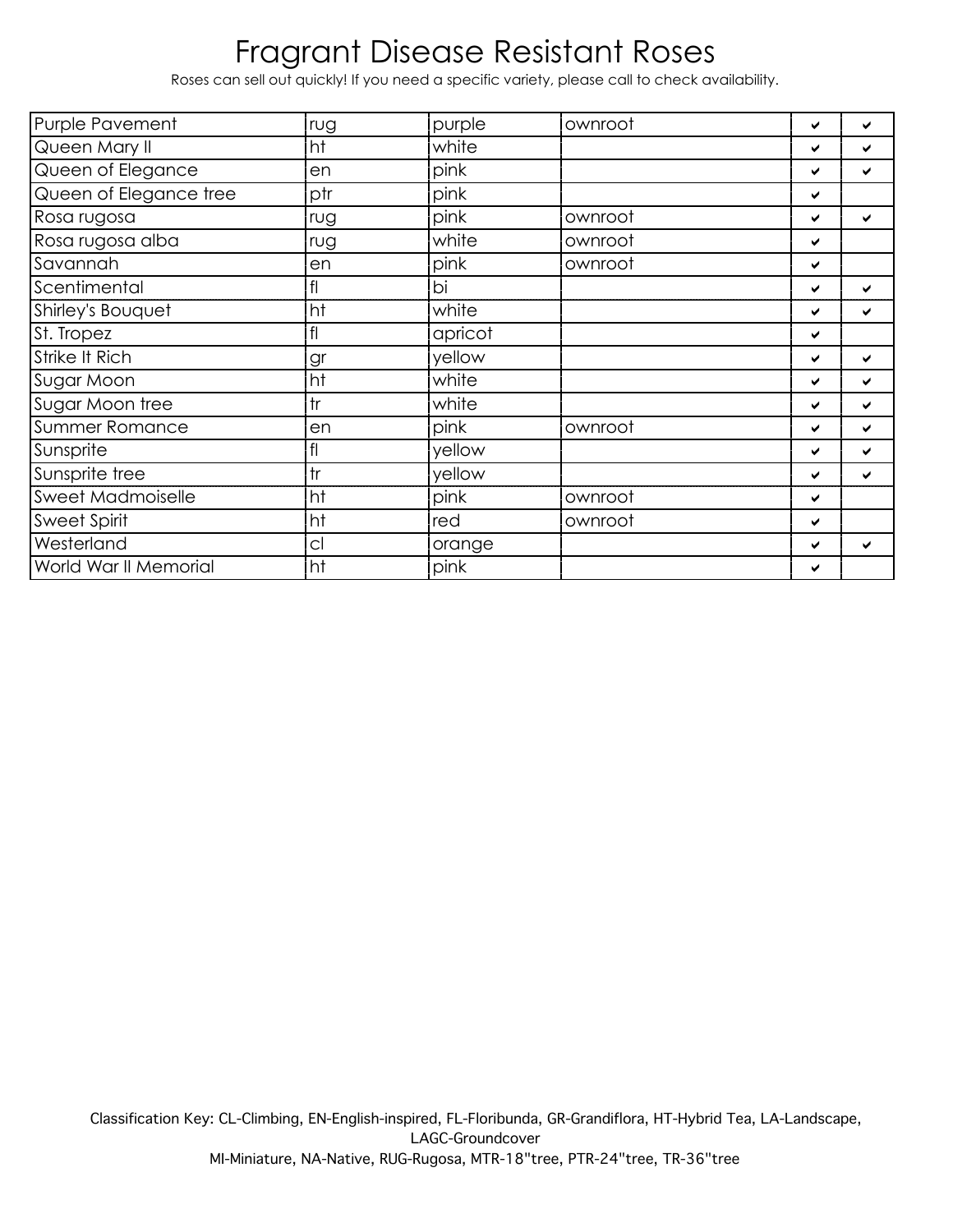# Fragrant Disease Resistant Roses

Roses can sell out quickly! If you need a specific variety, please call to check availability.

| | | | | | |
|---|---|---|---|---|---|
| Purple Pavement | rug | purple | ownroot | ✔ | ✔ |
| Queen Mary II | ht | white | | ✔ | ✔ |
| Queen of Elegance | en | pink | | ✔ | ✔ |
| Queen of Elegance tree | ptr | pink | | ✔ | |
| Rosa rugosa | rug | pink | ownroot | ✔ | ✔ |
| Rosa rugosa alba | rug | white | ownroot | ✔ | |
| Savannah | en | pink | ownroot | ✔ | |
| Scentimental | fl | bi | | ✔ | ✔ |
| Shirley's Bouquet | ht | white | | ✔ | ✔ |
| St. Tropez | fl | apricot | | ✔ | |
| Strike It Rich | gr | yellow | | ✔ | ✔ |
| Sugar Moon | ht | white | | ✔ | ✔ |
| Sugar Moon tree | tr | white | | ✔ | ✔ |
| Summer Romance | en | pink | ownroot | ✔ | ✔ |
| Sunsprite | fl | yellow | | ✔ | ✔ |
| Sunsprite tree | tr | yellow | | ✔ | ✔ |
| Sweet Madmoiselle | ht | pink | ownroot | ✔ | |
| Sweet Spirit | ht | red | ownroot | ✔ | |
| Westerland | cl | orange | | ✔ | ✔ |
| World War II Memorial | ht | pink | | ✔ | |

Classification Key: CL-Climbing, EN-English-inspired, FL-Floribunda, GR-Grandiflora, HT-Hybrid Tea, LA-Landscape, LAGC-Groundcover
MI-Miniature, NA-Native, RUG-Rugosa, MTR-18"tree, PTR-24"tree, TR-36"tree